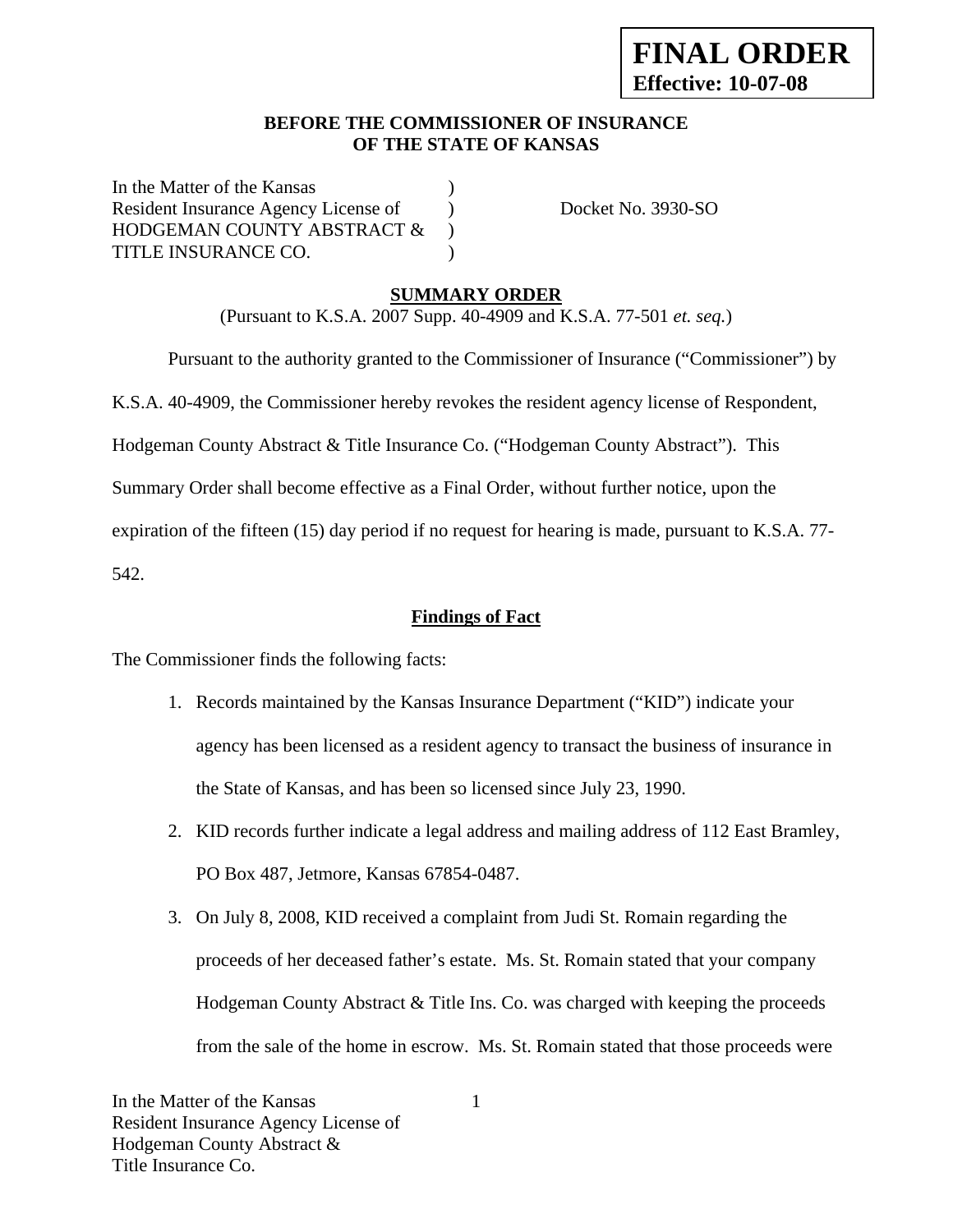**FINAL ORDER**
**Effective: 10-07-08**

**BEFORE THE COMMISSIONER OF INSURANCE**
**OF THE STATE OF KANSAS**

In the Matter of the Kansas )
Resident Insurance Agency License of ) Docket No. 3930-SO
HODGEMAN COUNTY ABSTRACT & )
TITLE INSURANCE CO. )

## SUMMARY ORDER

(Pursuant to K.S.A. 2007 Supp. 40-4909 and K.S.A. 77-501 *et. seq.*)

Pursuant to the authority granted to the Commissioner of Insurance ("Commissioner") by K.S.A. 40-4909, the Commissioner hereby revokes the resident agency license of Respondent, Hodgeman County Abstract & Title Insurance Co. ("Hodgeman County Abstract"). This Summary Order shall become effective as a Final Order, without further notice, upon the expiration of the fifteen (15) day period if no request for hearing is made, pursuant to K.S.A. 77-542.

### Findings of Fact

The Commissioner finds the following facts:

1. Records maintained by the Kansas Insurance Department ("KID") indicate your agency has been licensed as a resident agency to transact the business of insurance in the State of Kansas, and has been so licensed since July 23, 1990.
2. KID records further indicate a legal address and mailing address of 112 East Bramley, PO Box 487, Jetmore, Kansas 67854-0487.
3. On July 8, 2008, KID received a complaint from Judi St. Romain regarding the proceeds of her deceased father's estate. Ms. St. Romain stated that your company Hodgeman County Abstract & Title Ins. Co. was charged with keeping the proceeds from the sale of the home in escrow. Ms. St. Romain stated that those proceeds were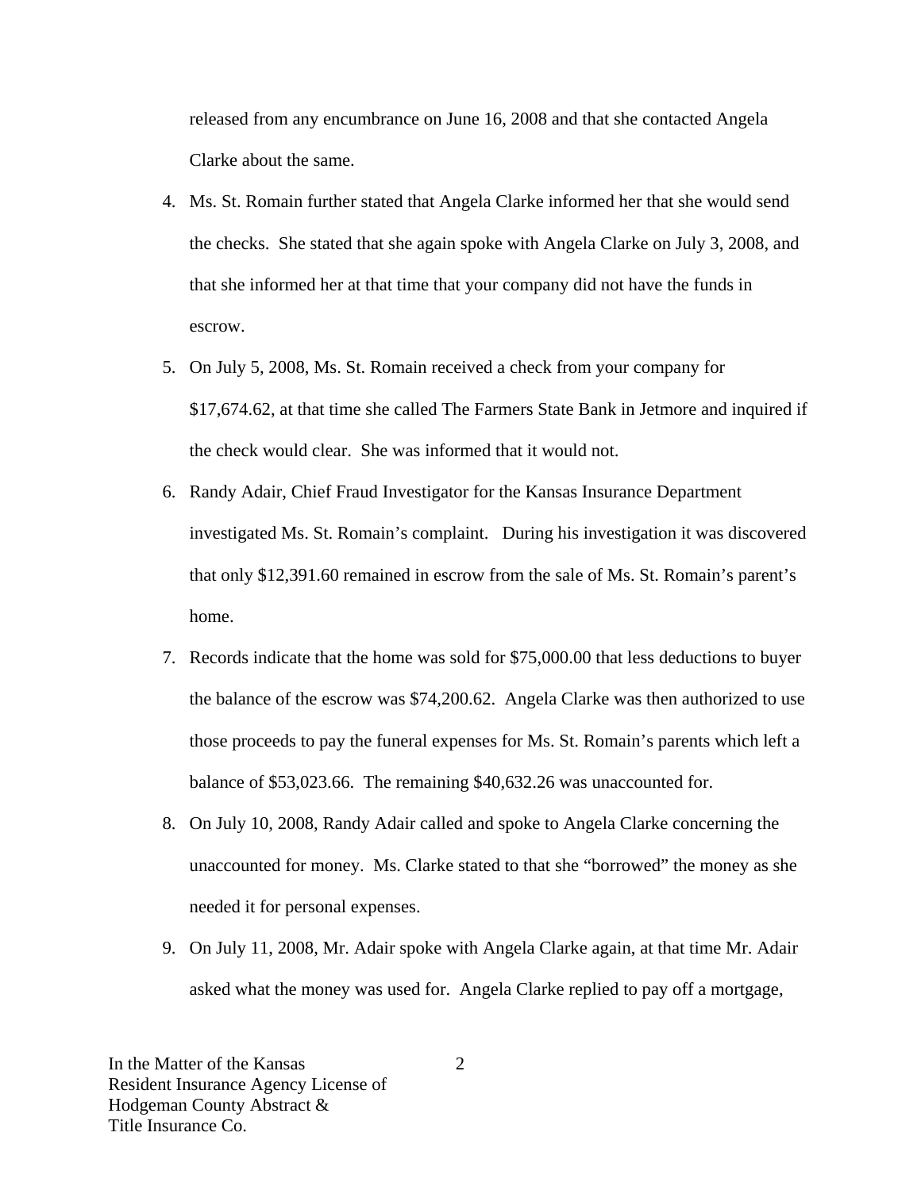released from any encumbrance on June 16, 2008 and that she contacted Angela Clarke about the same.

4. Ms. St. Romain further stated that Angela Clarke informed her that she would send the checks. She stated that she again spoke with Angela Clarke on July 3, 2008, and that she informed her at that time that your company did not have the funds in escrow.
5. On July 5, 2008, Ms. St. Romain received a check from your company for $17,674.62, at that time she called The Farmers State Bank in Jetmore and inquired if the check would clear. She was informed that it would not.
6. Randy Adair, Chief Fraud Investigator for the Kansas Insurance Department investigated Ms. St. Romain's complaint. During his investigation it was discovered that only $12,391.60 remained in escrow from the sale of Ms. St. Romain's parent's home.
7. Records indicate that the home was sold for $75,000.00 that less deductions to buyer the balance of the escrow was $74,200.62. Angela Clarke was then authorized to use those proceeds to pay the funeral expenses for Ms. St. Romain's parents which left a balance of $53,023.66. The remaining $40,632.26 was unaccounted for.
8. On July 10, 2008, Randy Adair called and spoke to Angela Clarke concerning the unaccounted for money. Ms. Clarke stated to that she "borrowed" the money as she needed it for personal expenses.
9. On July 11, 2008, Mr. Adair spoke with Angela Clarke again, at that time Mr. Adair asked what the money was used for. Angela Clarke replied to pay off a mortgage,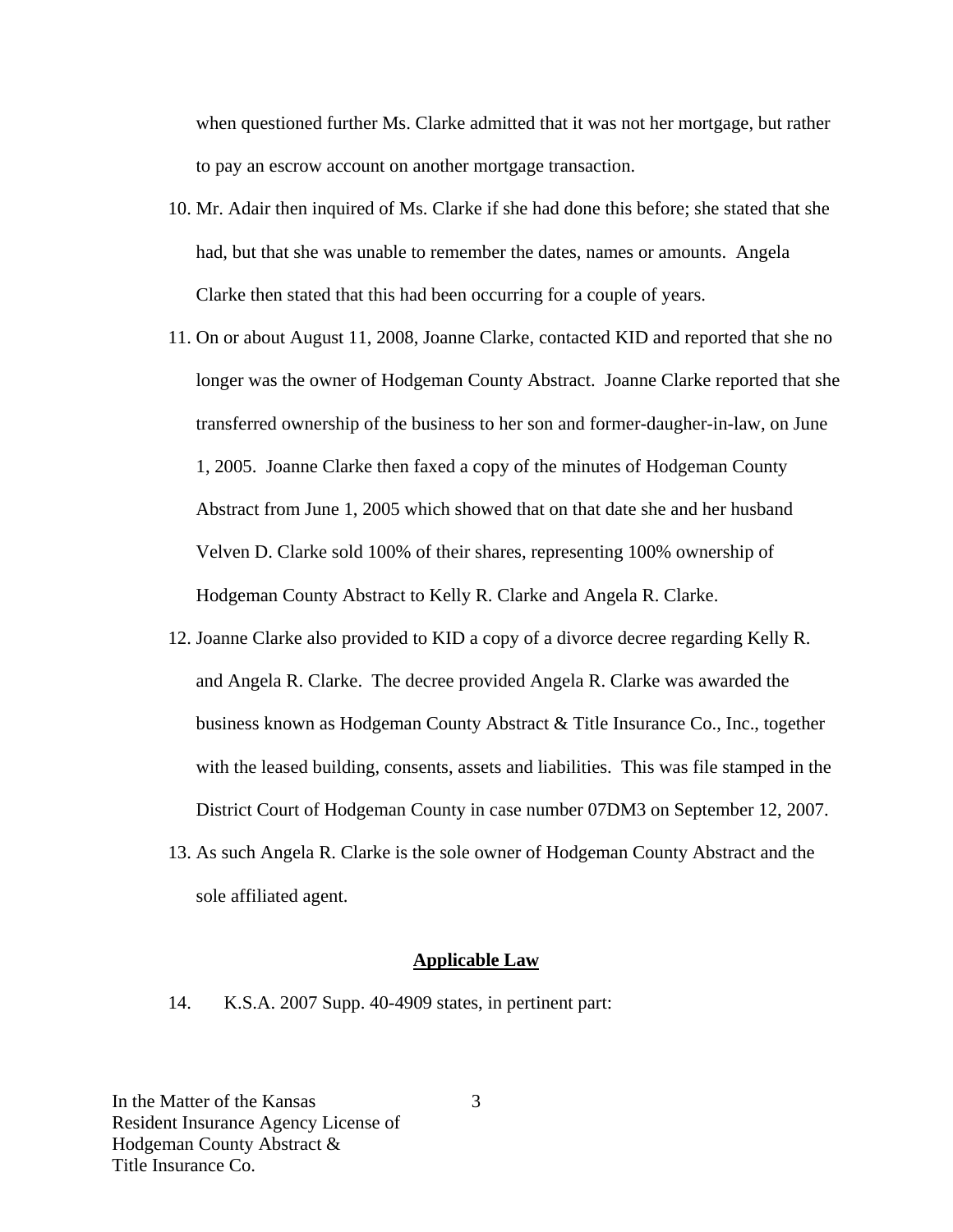when questioned further Ms. Clarke admitted that it was not her mortgage, but rather to pay an escrow account on another mortgage transaction.

10. Mr. Adair then inquired of Ms. Clarke if she had done this before; she stated that she had, but that she was unable to remember the dates, names or amounts. Angela Clarke then stated that this had been occurring for a couple of years.

11. On or about August 11, 2008, Joanne Clarke, contacted KID and reported that she no longer was the owner of Hodgeman County Abstract. Joanne Clarke reported that she transferred ownership of the business to her son and former-daugher-in-law, on June 1, 2005. Joanne Clarke then faxed a copy of the minutes of Hodgeman County Abstract from June 1, 2005 which showed that on that date she and her husband Velven D. Clarke sold 100% of their shares, representing 100% ownership of Hodgeman County Abstract to Kelly R. Clarke and Angela R. Clarke.

12. Joanne Clarke also provided to KID a copy of a divorce decree regarding Kelly R. and Angela R. Clarke. The decree provided Angela R. Clarke was awarded the business known as Hodgeman County Abstract & Title Insurance Co., Inc., together with the leased building, consents, assets and liabilities. This was file stamped in the District Court of Hodgeman County in case number 07DM3 on September 12, 2007.

13. As such Angela R. Clarke is the sole owner of Hodgeman County Abstract and the sole affiliated agent.

## Applicable Law

14. K.S.A. 2007 Supp. 40-4909 states, in pertinent part: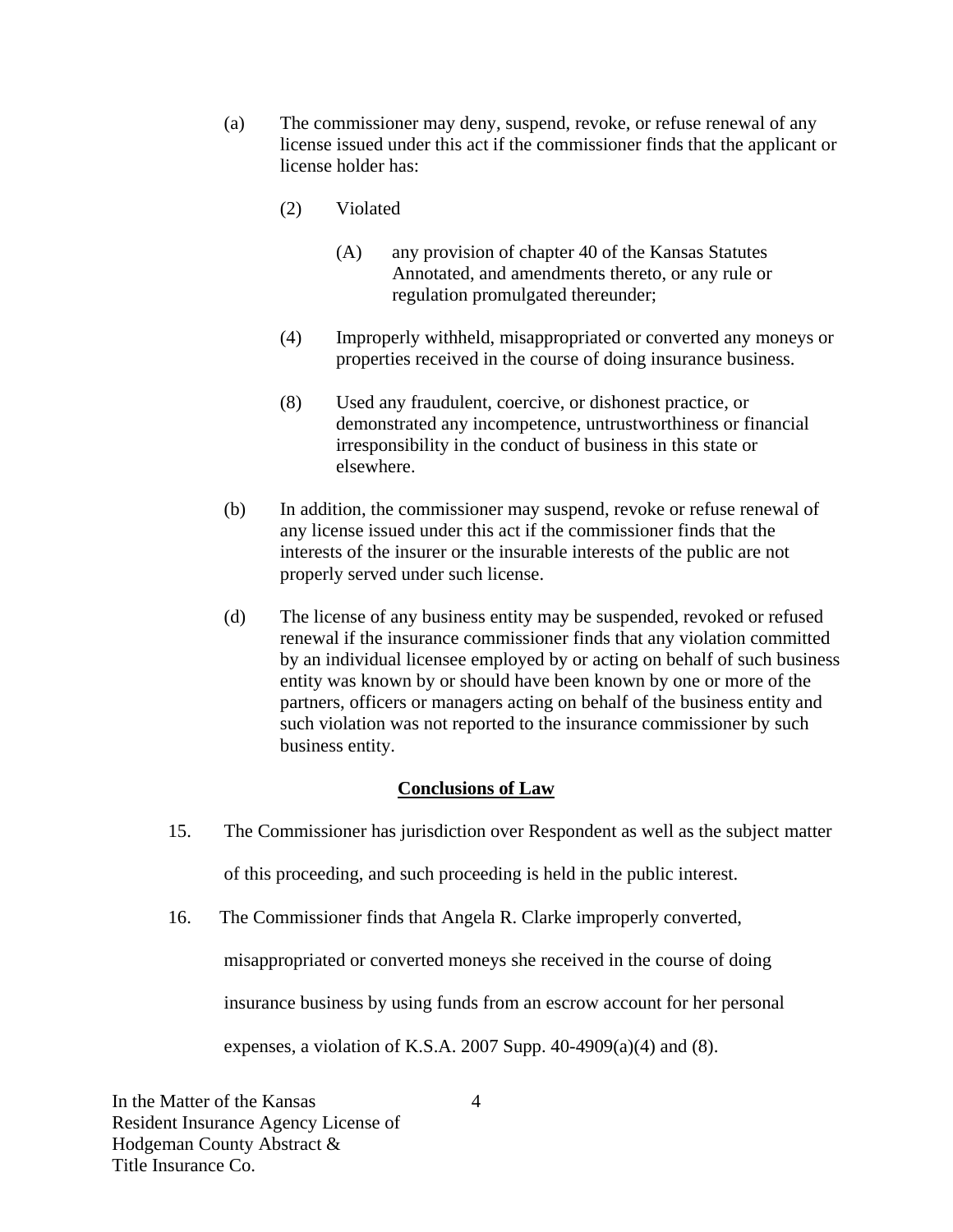(a) The commissioner may deny, suspend, revoke, or refuse renewal of any license issued under this act if the commissioner finds that the applicant or license holder has:

> (2) Violated
>
> > (A) any provision of chapter 40 of the Kansas Statutes Annotated, and amendments thereto, or any rule or regulation promulgated thereunder;
>
> (4) Improperly withheld, misappropriated or converted any moneys or properties received in the course of doing insurance business.
>
> (8) Used any fraudulent, coercive, or dishonest practice, or demonstrated any incompetence, untrustworthiness or financial irresponsibility in the conduct of business in this state or elsewhere.

(b) In addition, the commissioner may suspend, revoke or refuse renewal of any license issued under this act if the commissioner finds that the interests of the insurer or the insurable interests of the public are not properly served under such license.

(d) The license of any business entity may be suspended, revoked or refused renewal if the insurance commissioner finds that any violation committed by an individual licensee employed by or acting on behalf of such business entity was known by or should have been known by one or more of the partners, officers or managers acting on behalf of the business entity and such violation was not reported to the insurance commissioner by such business entity.

## Conclusions of Law

15. The Commissioner has jurisdiction over Respondent as well as the subject matter of this proceeding, and such proceeding is held in the public interest.

16. The Commissioner finds that Angela R. Clarke improperly converted, misappropriated or converted moneys she received in the course of doing insurance business by using funds from an escrow account for her personal expenses, a violation of K.S.A. 2007 Supp. 40-4909(a)(4) and (8).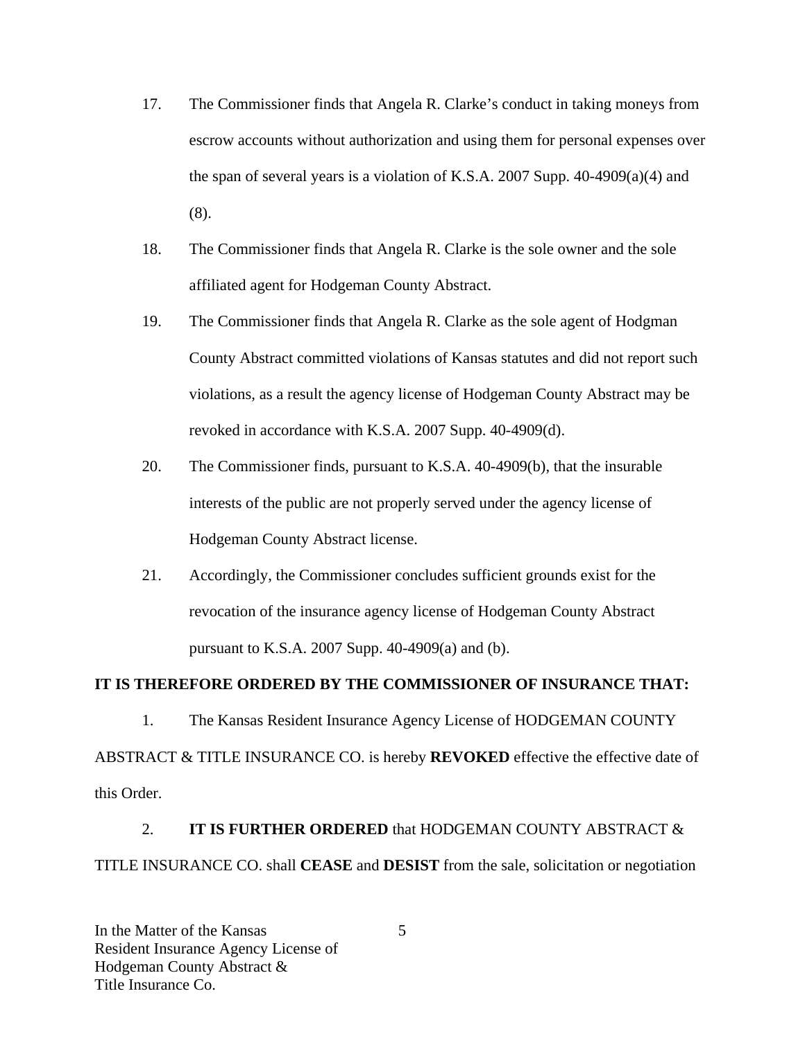17. The Commissioner finds that Angela R. Clarke's conduct in taking moneys from escrow accounts without authorization and using them for personal expenses over the span of several years is a violation of K.S.A. 2007 Supp. 40-4909(a)(4) and (8).

18. The Commissioner finds that Angela R. Clarke is the sole owner and the sole affiliated agent for Hodgeman County Abstract.

19. The Commissioner finds that Angela R. Clarke as the sole agent of Hodgman County Abstract committed violations of Kansas statutes and did not report such violations, as a result the agency license of Hodgeman County Abstract may be revoked in accordance with K.S.A. 2007 Supp. 40-4909(d).

20. The Commissioner finds, pursuant to K.S.A. 40-4909(b), that the insurable interests of the public are not properly served under the agency license of Hodgeman County Abstract license.

21. Accordingly, the Commissioner concludes sufficient grounds exist for the revocation of the insurance agency license of Hodgeman County Abstract pursuant to K.S.A. 2007 Supp. 40-4909(a) and (b).

**IT IS THEREFORE ORDERED BY THE COMMISSIONER OF INSURANCE THAT:**

1. The Kansas Resident Insurance Agency License of HODGEMAN COUNTY ABSTRACT & TITLE INSURANCE CO. is hereby **REVOKED** effective the effective date of this Order.

2. **IT IS FURTHER ORDERED** that HODGEMAN COUNTY ABSTRACT & TITLE INSURANCE CO. shall **CEASE** and **DESIST** from the sale, solicitation or negotiation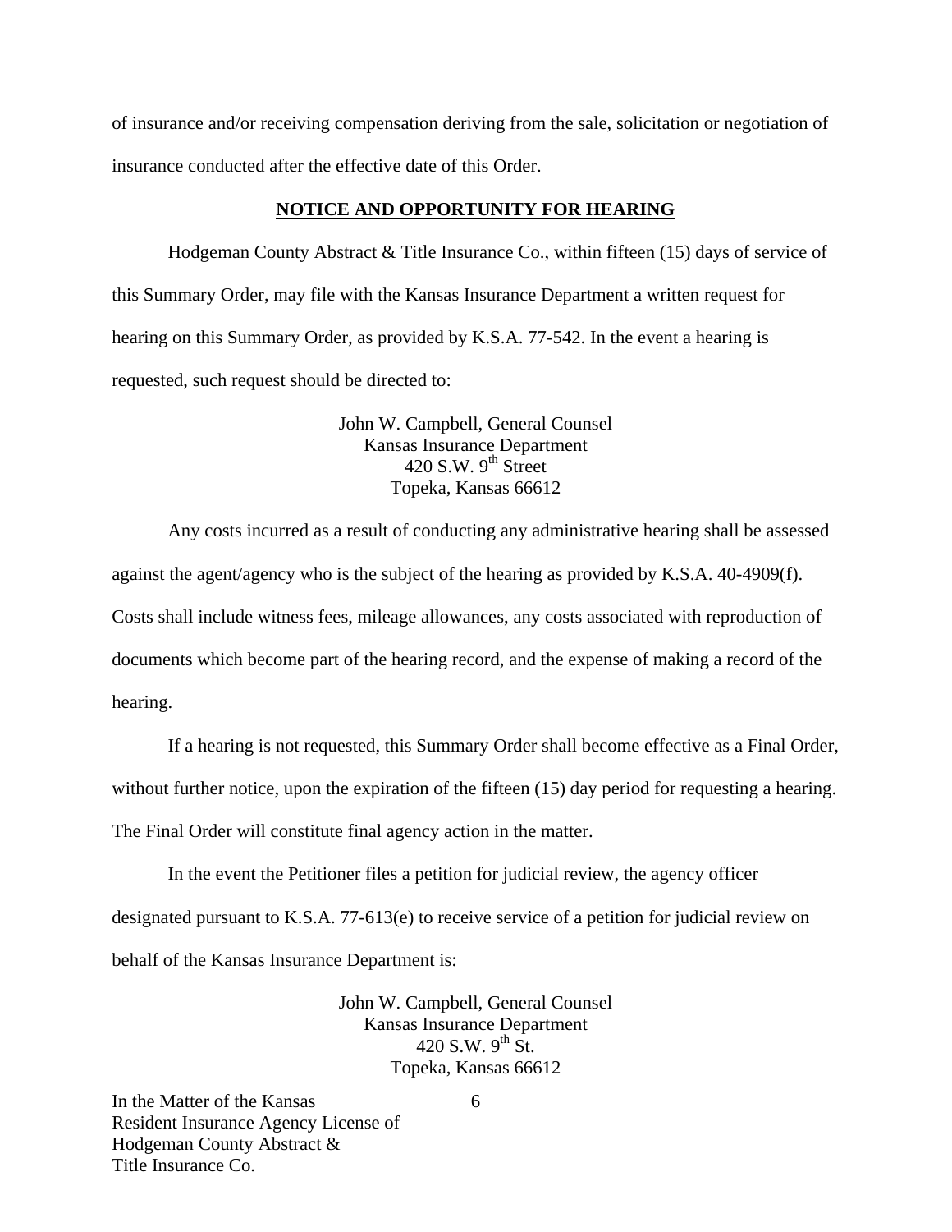of insurance and/or receiving compensation deriving from the sale, solicitation or negotiation of insurance conducted after the effective date of this Order.

## NOTICE AND OPPORTUNITY FOR HEARING

Hodgeman County Abstract & Title Insurance Co., within fifteen (15) days of service of this Summary Order, may file with the Kansas Insurance Department a written request for hearing on this Summary Order, as provided by K.S.A. 77-542. In the event a hearing is requested, such request should be directed to:

John W. Campbell, General Counsel
Kansas Insurance Department
420 S.W. 9th Street
Topeka, Kansas 66612

Any costs incurred as a result of conducting any administrative hearing shall be assessed against the agent/agency who is the subject of the hearing as provided by K.S.A. 40-4909(f). Costs shall include witness fees, mileage allowances, any costs associated with reproduction of documents which become part of the hearing record, and the expense of making a record of the hearing.

If a hearing is not requested, this Summary Order shall become effective as a Final Order, without further notice, upon the expiration of the fifteen (15) day period for requesting a hearing. The Final Order will constitute final agency action in the matter.

In the event the Petitioner files a petition for judicial review, the agency officer designated pursuant to K.S.A. 77-613(e) to receive service of a petition for judicial review on behalf of the Kansas Insurance Department is:

John W. Campbell, General Counsel
Kansas Insurance Department
420 S.W. 9th St.
Topeka, Kansas 66612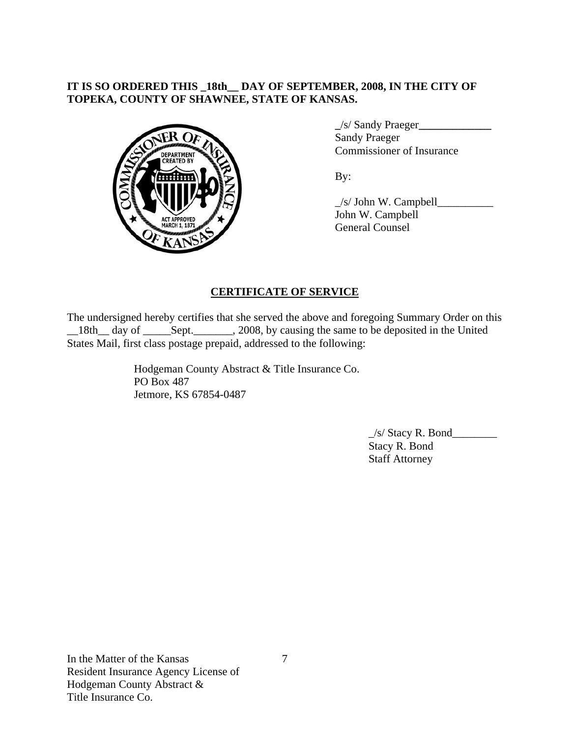**IT IS SO ORDERED THIS _18th__ DAY OF SEPTEMBER, 2008, IN THE CITY OF TOPEKA, COUNTY OF SHAWNEE, STATE OF KANSAS.**

_/s/ Sandy Praeger_____________
Sandy Praeger
Commissioner of Insurance

By:

_/s/ John W. Campbell__________
John W. Campbell
General Counsel

## CERTIFICATE OF SERVICE

The undersigned hereby certifies that she served the above and foregoing Summary Order on this __18th__ day of _____Sept._______, 2008, by causing the same to be deposited in the United States Mail, first class postage prepaid, addressed to the following:

Hodgeman County Abstract & Title Insurance Co.
PO Box 487
Jetmore, KS 67854-0487

_/s/ Stacy R. Bond________
Stacy R. Bond
Staff Attorney

In the Matter of the Kansas
Resident Insurance Agency License of
Hodgeman County Abstract &
Title Insurance Co.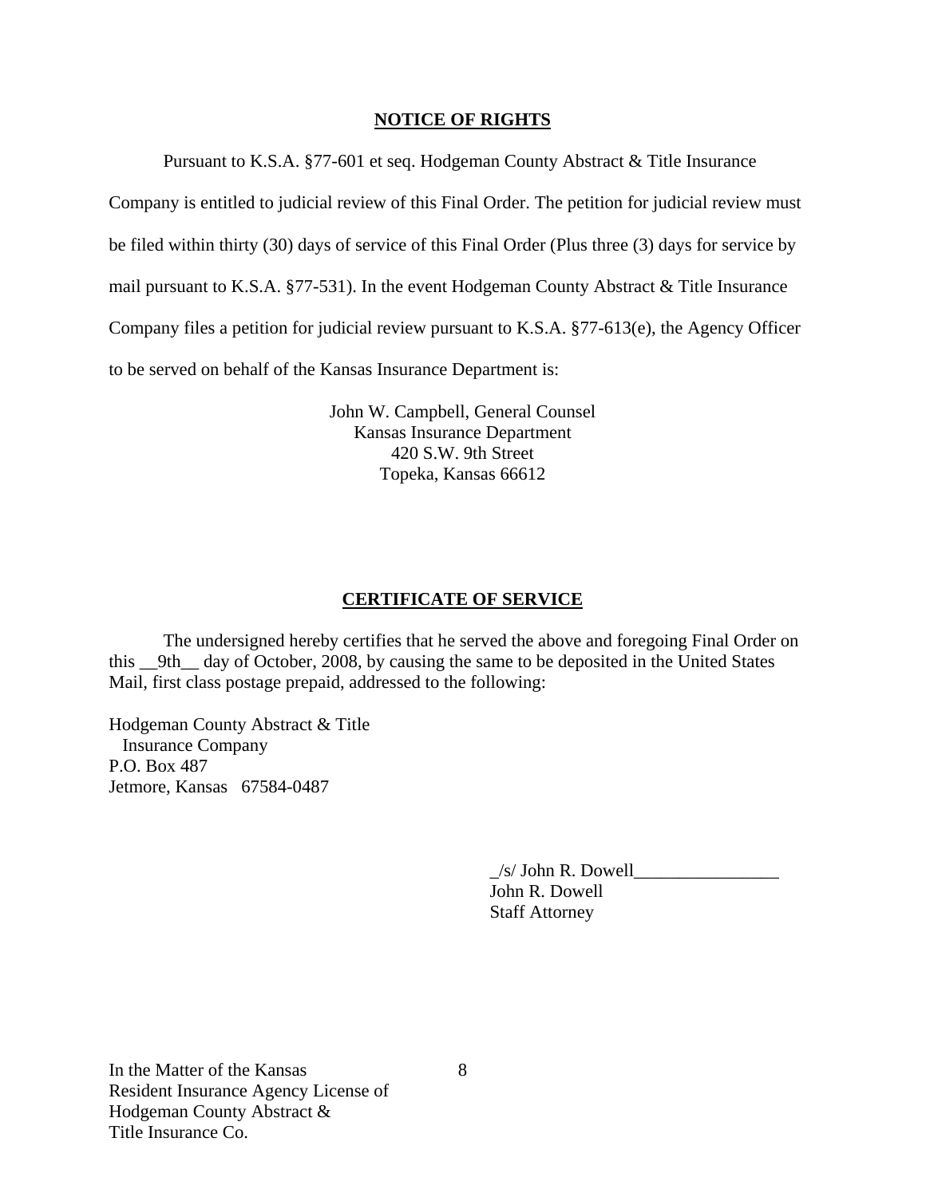## NOTICE OF RIGHTS

Pursuant to K.S.A. §77-601 et seq. Hodgeman County Abstract & Title Insurance Company is entitled to judicial review of this Final Order. The petition for judicial review must be filed within thirty (30) days of service of this Final Order (Plus three (3) days for service by mail pursuant to K.S.A. §77-531). In the event Hodgeman County Abstract & Title Insurance Company files a petition for judicial review pursuant to K.S.A. §77-613(e), the Agency Officer to be served on behalf of the Kansas Insurance Department is:

John W. Campbell, General Counsel
Kansas Insurance Department
420 S.W. 9th Street
Topeka, Kansas 66612

## CERTIFICATE OF SERVICE

The undersigned hereby certifies that he served the above and foregoing Final Order on this __9th__ day of October, 2008, by causing the same to be deposited in the United States Mail, first class postage prepaid, addressed to the following:

Hodgeman County Abstract & Title
Insurance Company
P.O. Box 487
Jetmore, Kansas 67584-0487

_/s/ John R. Dowell________________
John R. Dowell
Staff Attorney

In the Matter of the Kansas
Resident Insurance Agency License of
Hodgeman County Abstract &
Title Insurance Co.